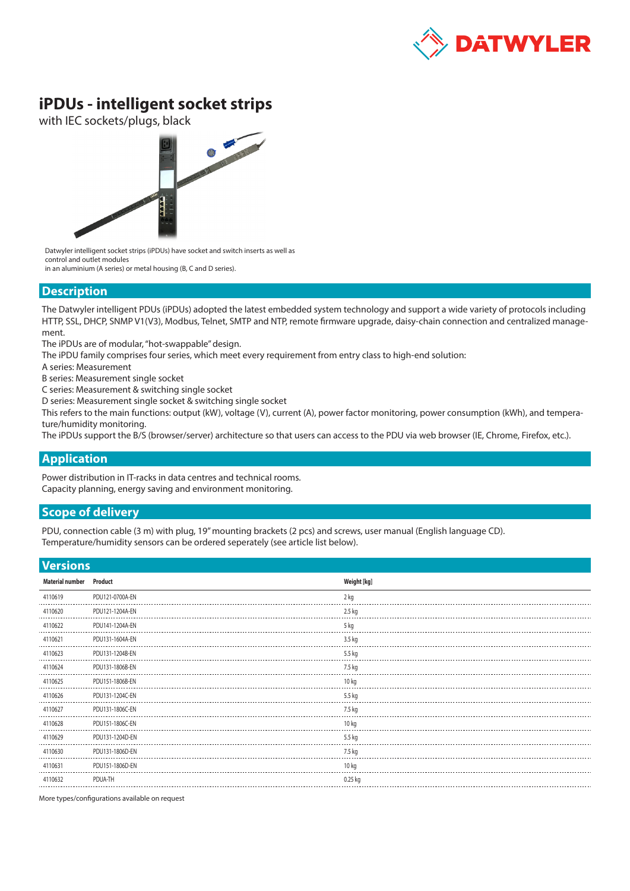# iPDUs - intelligent socket strips

with IEC sockets/plugs, black

Datwyler intelligent socket strips (iPDUs) have socket and switch inserts as well as control and outlet modules
in an aluminium (A series) or metal housing (B, C and D series).

## Description

The Datwyler intelligent PDUs (iPDUs) adopted the latest embedded system technology and support a wide variety of protocols including HTTP, SSL, DHCP, SNMP V1(V3), Modbus, Telnet, SMTP and NTP, remote firmware upgrade, daisy-chain connection and centralized management.
The iPDUs are of modular, "hot-swappable" design.
The iPDU family comprises four series, which meet every requirement from entry class to high-end solution:
A series: Measurement
B series: Measurement single socket
C series: Measurement & switching single socket
D series: Measurement single socket & switching single socket
This refers to the main functions: output (kW), voltage (V), current (A), power factor monitoring, power consumption (kWh), and temperature/humidity monitoring.
The iPDUs support the B/S (browser/server) architecture so that users can access to the PDU via web browser (IE, Chrome, Firefox, etc.).

## Application

Power distribution in IT-racks in data centres and technical rooms.
Capacity planning, energy saving and environment monitoring.

## Scope of delivery

PDU, connection cable (3 m) with plug, 19" mounting brackets (2 pcs) and screws, user manual (English language CD).
Temperature/humidity sensors can be ordered seperately (see article list below).

## Versions

| Material number | Product | Weight [kg] |
|---|---|---|
| 4110619 | PDU121-0700A-EN | 2 kg |
| 4110620 | PDU121-1204A-EN | 2.5 kg |
| 4110622 | PDU141-1204A-EN | 5 kg |
| 4110621 | PDU131-1604A-EN | 3.5 kg |
| 4110623 | PDU131-1204B-EN | 5.5 kg |
| 4110624 | PDU131-1806B-EN | 7.5 kg |
| 4110625 | PDU151-1806B-EN | 10 kg |
| 4110626 | PDU131-1204C-EN | 5.5 kg |
| 4110627 | PDU131-1806C-EN | 7.5 kg |
| 4110628 | PDU151-1806C-EN | 10 kg |
| 4110629 | PDU131-1204D-EN | 5.5 kg |
| 4110630 | PDU131-1806D-EN | 7.5 kg |
| 4110631 | PDU151-1806D-EN | 10 kg |
| 4110632 | PDUA-TH | 0.25 kg |

More types/configurations available on request